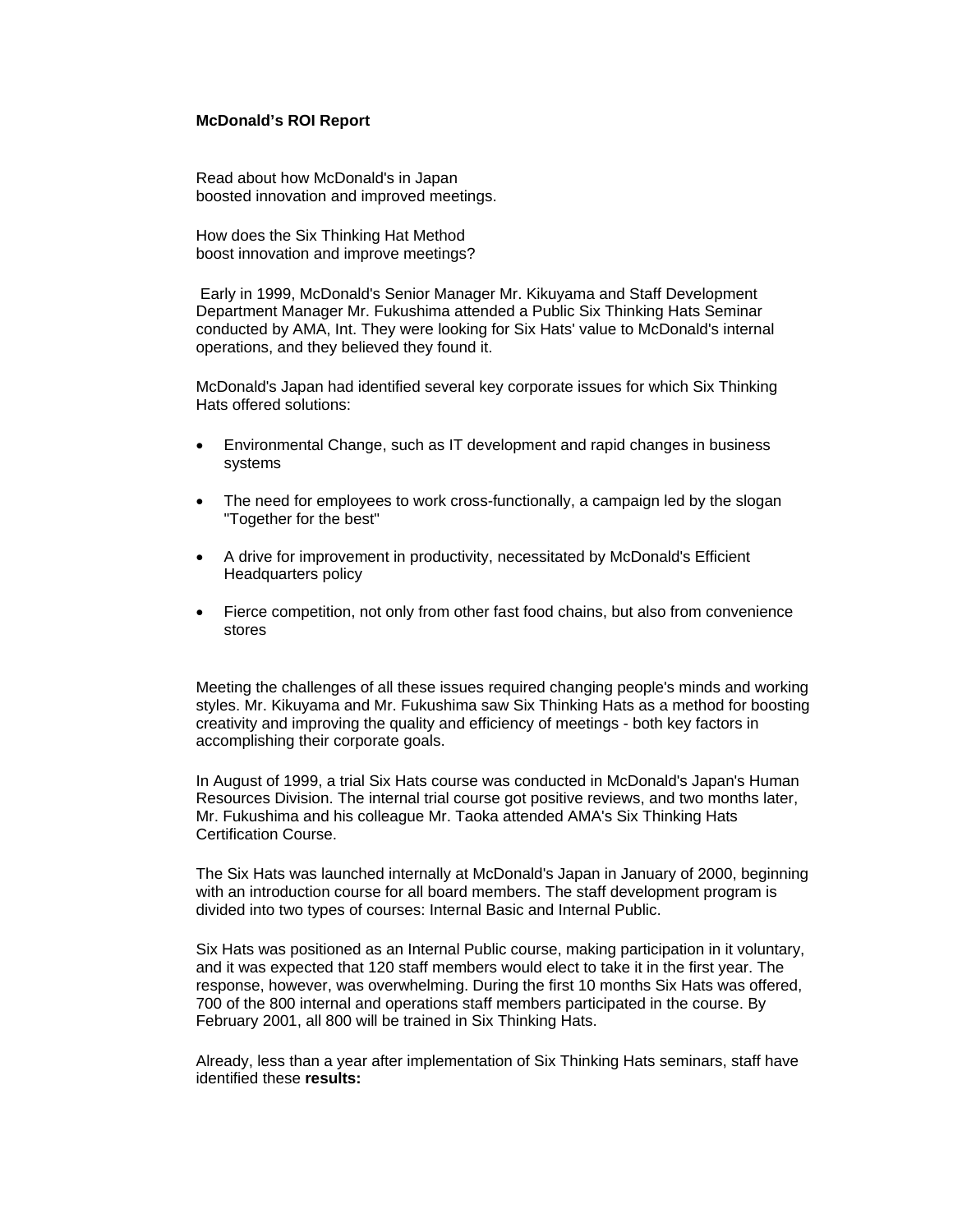**McDonald's ROI Report**

Read about how McDonald's in Japan boosted innovation and improved meetings.

How does the Six Thinking Hat Method boost innovation and improve meetings?

Early in 1999, McDonald's Senior Manager Mr. Kikuyama and Staff Development Department Manager Mr. Fukushima attended a Public Six Thinking Hats Seminar conducted by AMA, Int. They were looking for Six Hats' value to McDonald's internal operations, and they believed they found it.

McDonald's Japan had identified several key corporate issues for which Six Thinking Hats offered solutions:

- Environmental Change, such as IT development and rapid changes in business systems
- The need for employees to work cross-functionally, a campaign led by the slogan "Together for the best"
- A drive for improvement in productivity, necessitated by McDonald's Efficient Headquarters policy
- Fierce competition, not only from other fast food chains, but also from convenience stores

Meeting the challenges of all these issues required changing people's minds and working styles. Mr. Kikuyama and Mr. Fukushima saw Six Thinking Hats as a method for boosting creativity and improving the quality and efficiency of meetings - both key factors in accomplishing their corporate goals.

In August of 1999, a trial Six Hats course was conducted in McDonald's Japan's Human Resources Division. The internal trial course got positive reviews, and two months later, Mr. Fukushima and his colleague Mr. Taoka attended AMA's Six Thinking Hats Certification Course.

The Six Hats was launched internally at McDonald's Japan in January of 2000, beginning with an introduction course for all board members. The staff development program is divided into two types of courses: Internal Basic and Internal Public.

Six Hats was positioned as an Internal Public course, making participation in it voluntary, and it was expected that 120 staff members would elect to take it in the first year. The response, however, was overwhelming. During the first 10 months Six Hats was offered, 700 of the 800 internal and operations staff members participated in the course. By February 2001, all 800 will be trained in Six Thinking Hats.

Already, less than a year after implementation of Six Thinking Hats seminars, staff have identified these **results:**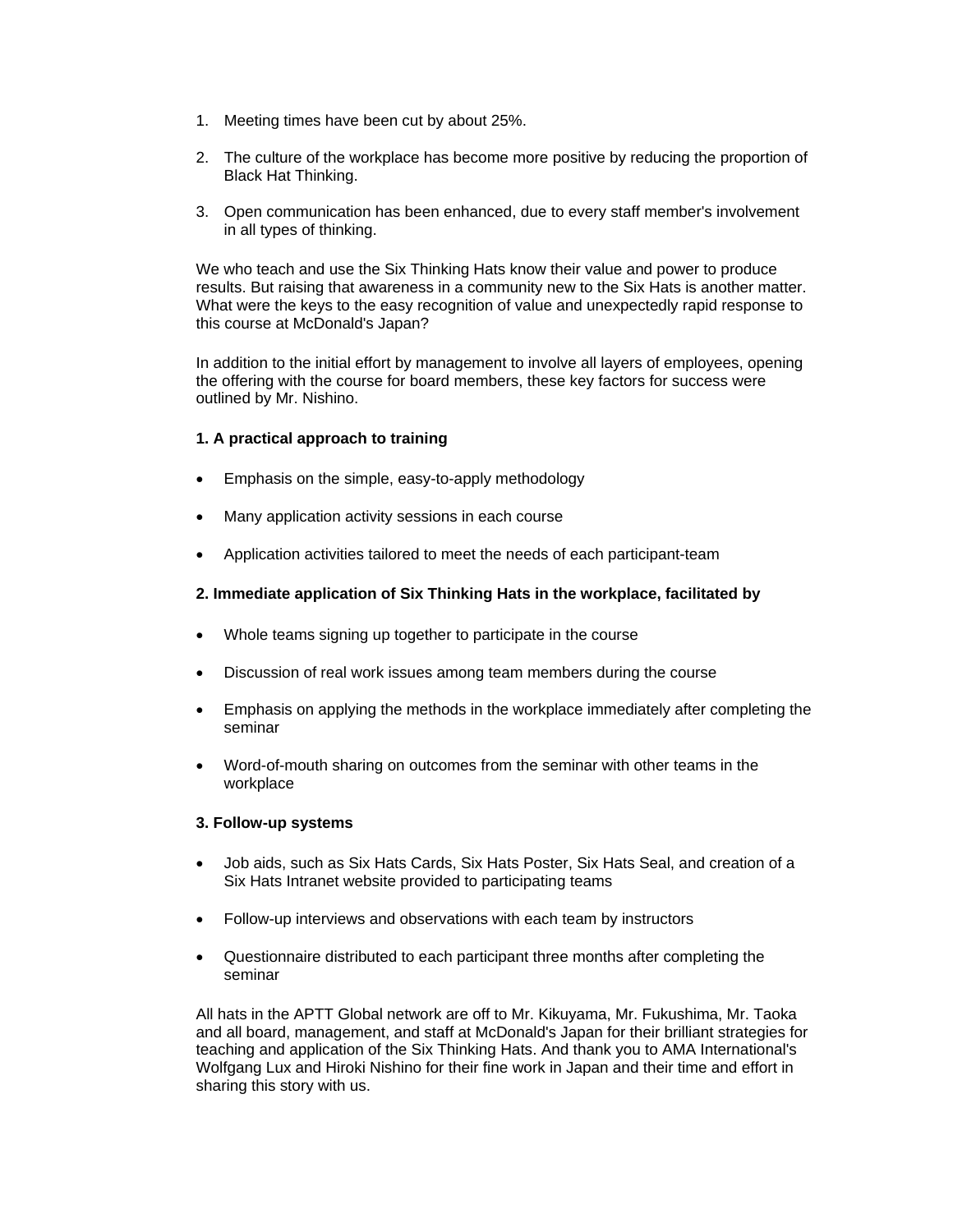1. Meeting times have been cut by about 25%.
2. The culture of the workplace has become more positive by reducing the proportion of Black Hat Thinking.
3. Open communication has been enhanced, due to every staff member's involvement in all types of thinking.

We who teach and use the Six Thinking Hats know their value and power to produce results. But raising that awareness in a community new to the Six Hats is another matter. What were the keys to the easy recognition of value and unexpectedly rapid response to this course at McDonald's Japan?

In addition to the initial effort by management to involve all layers of employees, opening the offering with the course for board members, these key factors for success were outlined by Mr. Nishino.

**1. A practical approach to training**

- Emphasis on the simple, easy-to-apply methodology
- Many application activity sessions in each course
- Application activities tailored to meet the needs of each participant-team

**2. Immediate application of Six Thinking Hats in the workplace, facilitated by**

- Whole teams signing up together to participate in the course
- Discussion of real work issues among team members during the course
- Emphasis on applying the methods in the workplace immediately after completing the seminar
- Word-of-mouth sharing on outcomes from the seminar with other teams in the workplace

**3. Follow-up systems**

- Job aids, such as Six Hats Cards, Six Hats Poster, Six Hats Seal, and creation of a Six Hats Intranet website provided to participating teams
- Follow-up interviews and observations with each team by instructors
- Questionnaire distributed to each participant three months after completing the seminar

All hats in the APTT Global network are off to Mr. Kikuyama, Mr. Fukushima, Mr. Taoka and all board, management, and staff at McDonald's Japan for their brilliant strategies for teaching and application of the Six Thinking Hats. And thank you to AMA International's Wolfgang Lux and Hiroki Nishino for their fine work in Japan and their time and effort in sharing this story with us.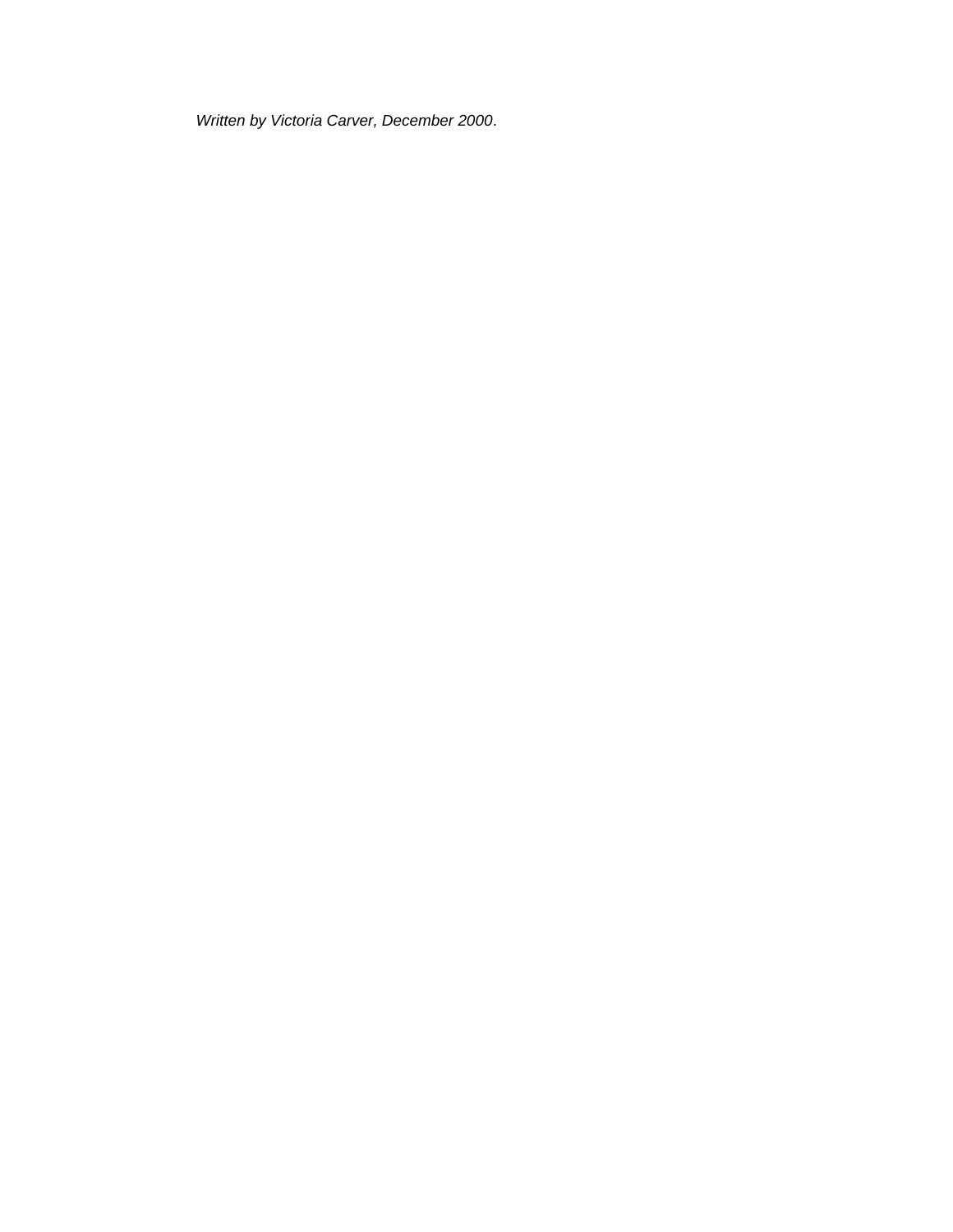*Written by Victoria Carver, December 2000*.